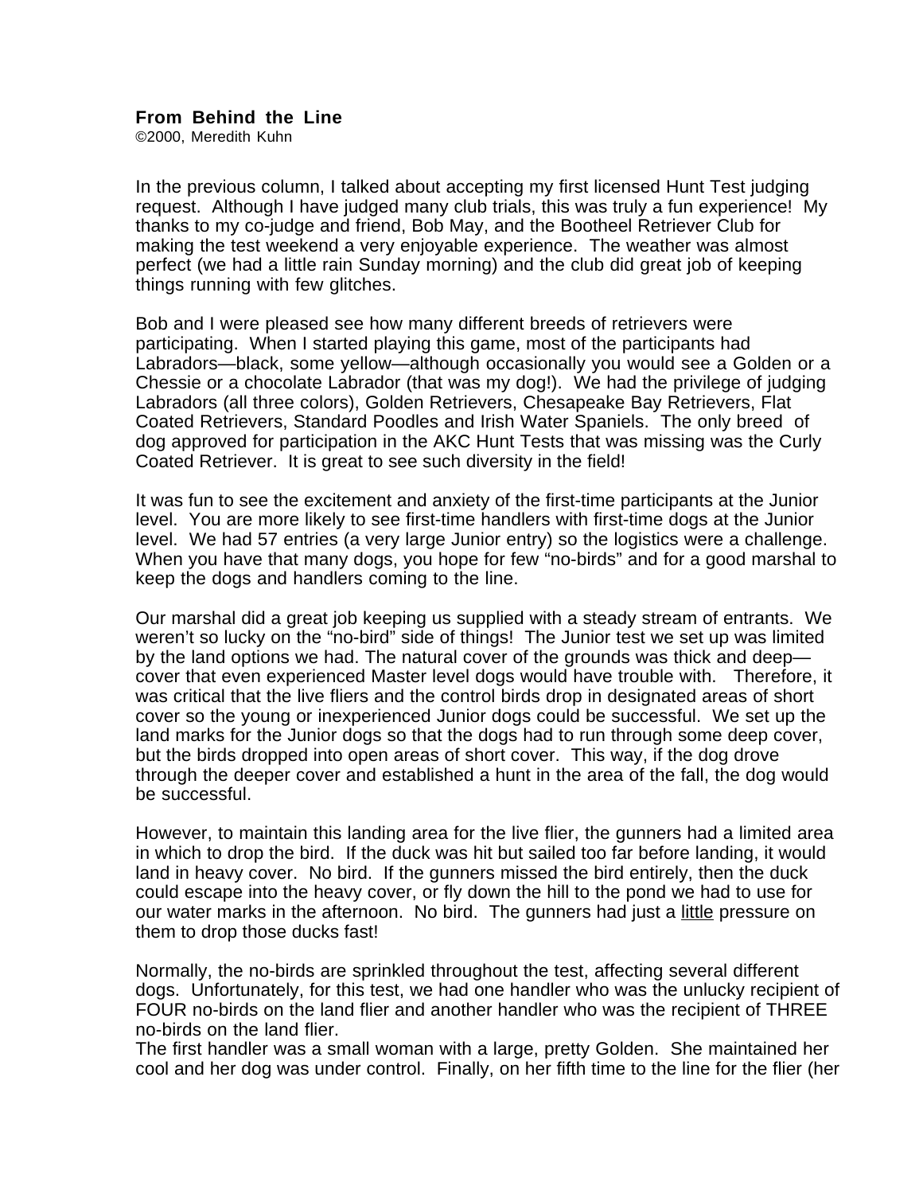**From Behind the Line**

©2000, Meredith Kuhn

In the previous column, I talked about accepting my first licensed Hunt Test judging request. Although I have judged many club trials, this was truly a fun experience! My thanks to my co-judge and friend, Bob May, and the Bootheel Retriever Club for making the test weekend a very enjoyable experience. The weather was almost perfect (we had a little rain Sunday morning) and the club did great job of keeping things running with few glitches.

Bob and I were pleased see how many different breeds of retrievers were participating. When I started playing this game, most of the participants had Labradors—black, some yellow—although occasionally you would see a Golden or a Chessie or a chocolate Labrador (that was my dog!). We had the privilege of judging Labradors (all three colors), Golden Retrievers, Chesapeake Bay Retrievers, Flat Coated Retrievers, Standard Poodles and Irish Water Spaniels. The only breed of dog approved for participation in the AKC Hunt Tests that was missing was the Curly Coated Retriever. It is great to see such diversity in the field!

It was fun to see the excitement and anxiety of the first-time participants at the Junior level. You are more likely to see first-time handlers with first-time dogs at the Junior level. We had 57 entries (a very large Junior entry) so the logistics were a challenge. When you have that many dogs, you hope for few "no-birds" and for a good marshal to keep the dogs and handlers coming to the line.

Our marshal did a great job keeping us supplied with a steady stream of entrants. We weren't so lucky on the "no-bird" side of things! The Junior test we set up was limited by the land options we had. The natural cover of the grounds was thick and deep—cover that even experienced Master level dogs would have trouble with. Therefore, it was critical that the live fliers and the control birds drop in designated areas of short cover so the young or inexperienced Junior dogs could be successful. We set up the land marks for the Junior dogs so that the dogs had to run through some deep cover, but the birds dropped into open areas of short cover. This way, if the dog drove through the deeper cover and established a hunt in the area of the fall, the dog would be successful.

However, to maintain this landing area for the live flier, the gunners had a limited area in which to drop the bird. If the duck was hit but sailed too far before landing, it would land in heavy cover. No bird. If the gunners missed the bird entirely, then the duck could escape into the heavy cover, or fly down the hill to the pond we had to use for our water marks in the afternoon. No bird. The gunners had just a <u>little</u> pressure on them to drop those ducks fast!

Normally, the no-birds are sprinkled throughout the test, affecting several different dogs. Unfortunately, for this test, we had one handler who was the unlucky recipient of FOUR no-birds on the land flier and another handler who was the recipient of THREE no-birds on the land flier.

The first handler was a small woman with a large, pretty Golden. She maintained her cool and her dog was under control. Finally, on her fifth time to the line for the flier (her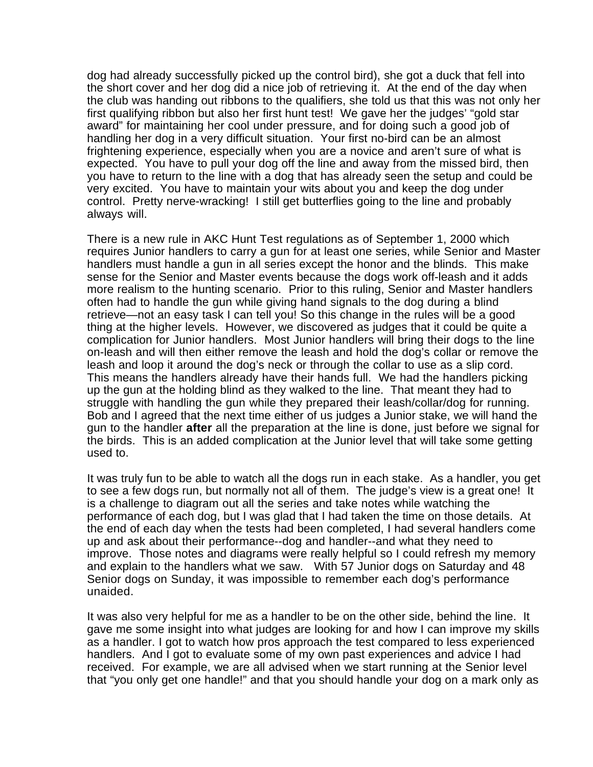dog had already successfully picked up the control bird), she got a duck that fell into the short cover and her dog did a nice job of retrieving it. At the end of the day when the club was handing out ribbons to the qualifiers, she told us that this was not only her first qualifying ribbon but also her first hunt test! We gave her the judges' "gold star award" for maintaining her cool under pressure, and for doing such a good job of handling her dog in a very difficult situation. Your first no-bird can be an almost frightening experience, especially when you are a novice and aren't sure of what is expected. You have to pull your dog off the line and away from the missed bird, then you have to return to the line with a dog that has already seen the setup and could be very excited. You have to maintain your wits about you and keep the dog under control. Pretty nerve-wracking! I still get butterflies going to the line and probably always will.

There is a new rule in AKC Hunt Test regulations as of September 1, 2000 which requires Junior handlers to carry a gun for at least one series, while Senior and Master handlers must handle a gun in all series except the honor and the blinds. This make sense for the Senior and Master events because the dogs work off-leash and it adds more realism to the hunting scenario. Prior to this ruling, Senior and Master handlers often had to handle the gun while giving hand signals to the dog during a blind retrieve—not an easy task I can tell you! So this change in the rules will be a good thing at the higher levels. However, we discovered as judges that it could be quite a complication for Junior handlers. Most Junior handlers will bring their dogs to the line on-leash and will then either remove the leash and hold the dog's collar or remove the leash and loop it around the dog's neck or through the collar to use as a slip cord. This means the handlers already have their hands full. We had the handlers picking up the gun at the holding blind as they walked to the line. That meant they had to struggle with handling the gun while they prepared their leash/collar/dog for running. Bob and I agreed that the next time either of us judges a Junior stake, we will hand the gun to the handler **after** all the preparation at the line is done, just before we signal for the birds. This is an added complication at the Junior level that will take some getting used to.

It was truly fun to be able to watch all the dogs run in each stake. As a handler, you get to see a few dogs run, but normally not all of them. The judge's view is a great one! It is a challenge to diagram out all the series and take notes while watching the performance of each dog, but I was glad that I had taken the time on those details. At the end of each day when the tests had been completed, I had several handlers come up and ask about their performance--dog and handler--and what they need to improve. Those notes and diagrams were really helpful so I could refresh my memory and explain to the handlers what we saw. With 57 Junior dogs on Saturday and 48 Senior dogs on Sunday, it was impossible to remember each dog's performance unaided.

It was also very helpful for me as a handler to be on the other side, behind the line. It gave me some insight into what judges are looking for and how I can improve my skills as a handler. I got to watch how pros approach the test compared to less experienced handlers. And I got to evaluate some of my own past experiences and advice I had received. For example, we are all advised when we start running at the Senior level that "you only get one handle!" and that you should handle your dog on a mark only as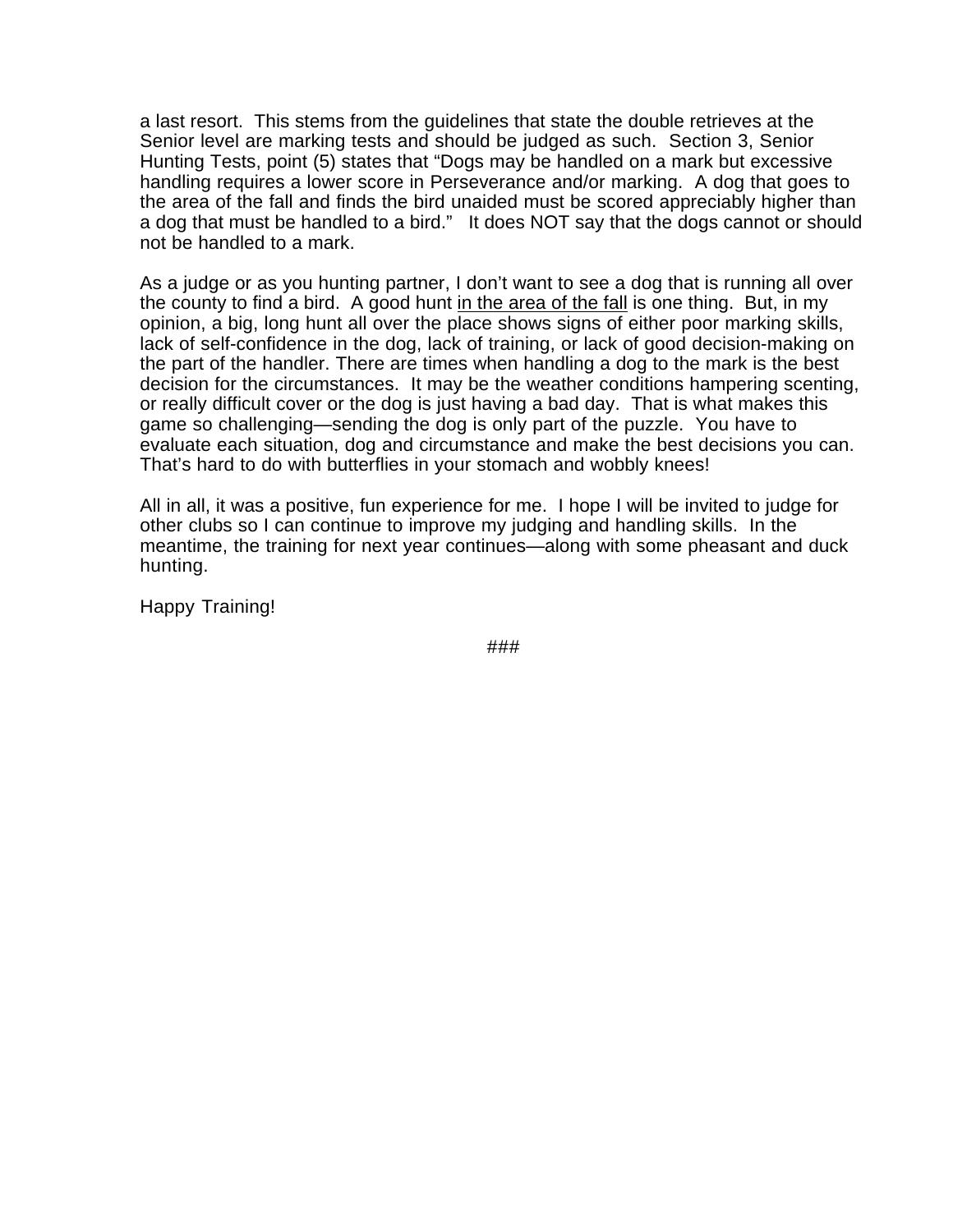a last resort. This stems from the guidelines that state the double retrieves at the Senior level are marking tests and should be judged as such. Section 3, Senior Hunting Tests, point (5) states that "Dogs may be handled on a mark but excessive handling requires a lower score in Perseverance and/or marking. A dog that goes to the area of the fall and finds the bird unaided must be scored appreciably higher than a dog that must be handled to a bird." It does NOT say that the dogs cannot or should not be handled to a mark.

As a judge or as you hunting partner, I don't want to see a dog that is running all over the county to find a bird. A good hunt <u>in the area of the fall</u> is one thing. But, in my opinion, a big, long hunt all over the place shows signs of either poor marking skills, lack of self-confidence in the dog, lack of training, or lack of good decision-making on the part of the handler. There are times when handling a dog to the mark is the best decision for the circumstances. It may be the weather conditions hampering scenting, or really difficult cover or the dog is just having a bad day. That is what makes this game so challenging—sending the dog is only part of the puzzle. You have to evaluate each situation, dog and circumstance and make the best decisions you can. That's hard to do with butterflies in your stomach and wobbly knees!

All in all, it was a positive, fun experience for me. I hope I will be invited to judge for other clubs so I can continue to improve my judging and handling skills. In the meantime, the training for next year continues—along with some pheasant and duck hunting.

Happy Training!

###